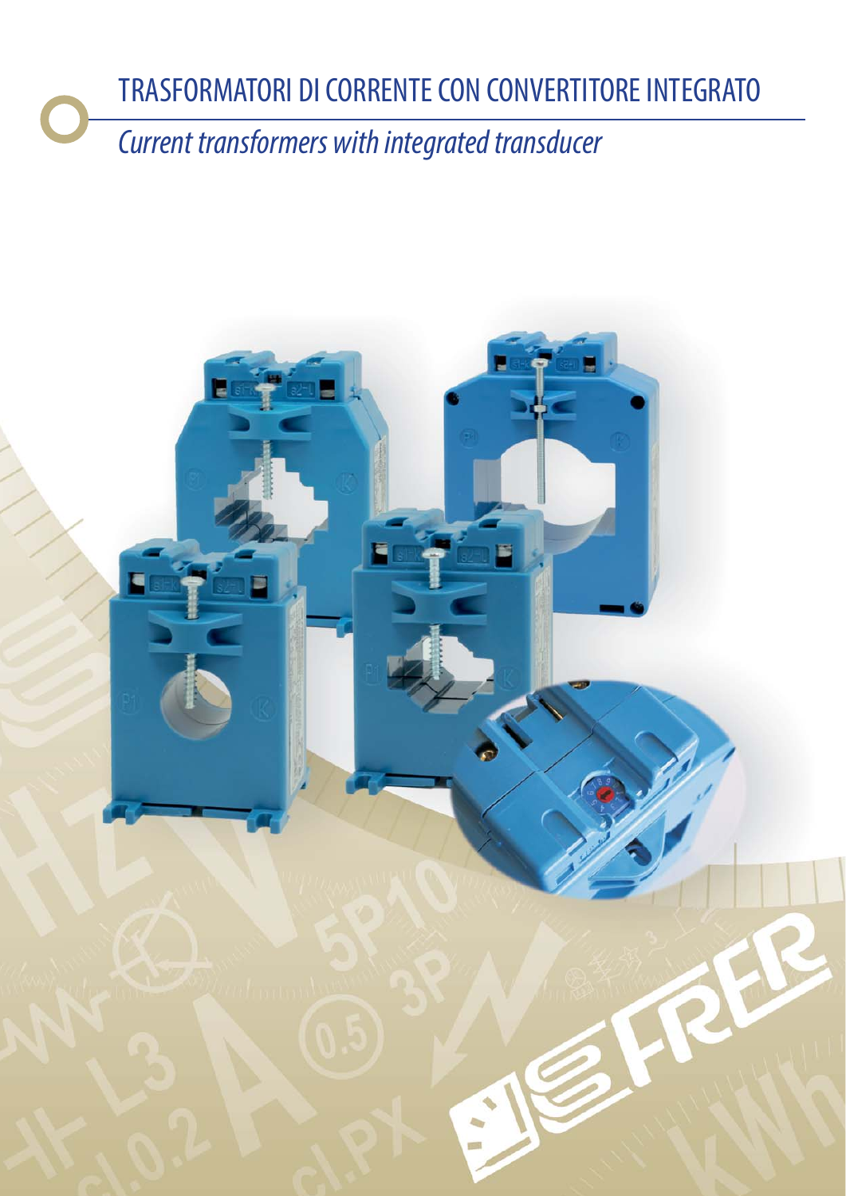# TRASFORMATORI DI CORRENTE CON CONVERTITORE INTEGRATO

## *Current transformers with integrated transducer*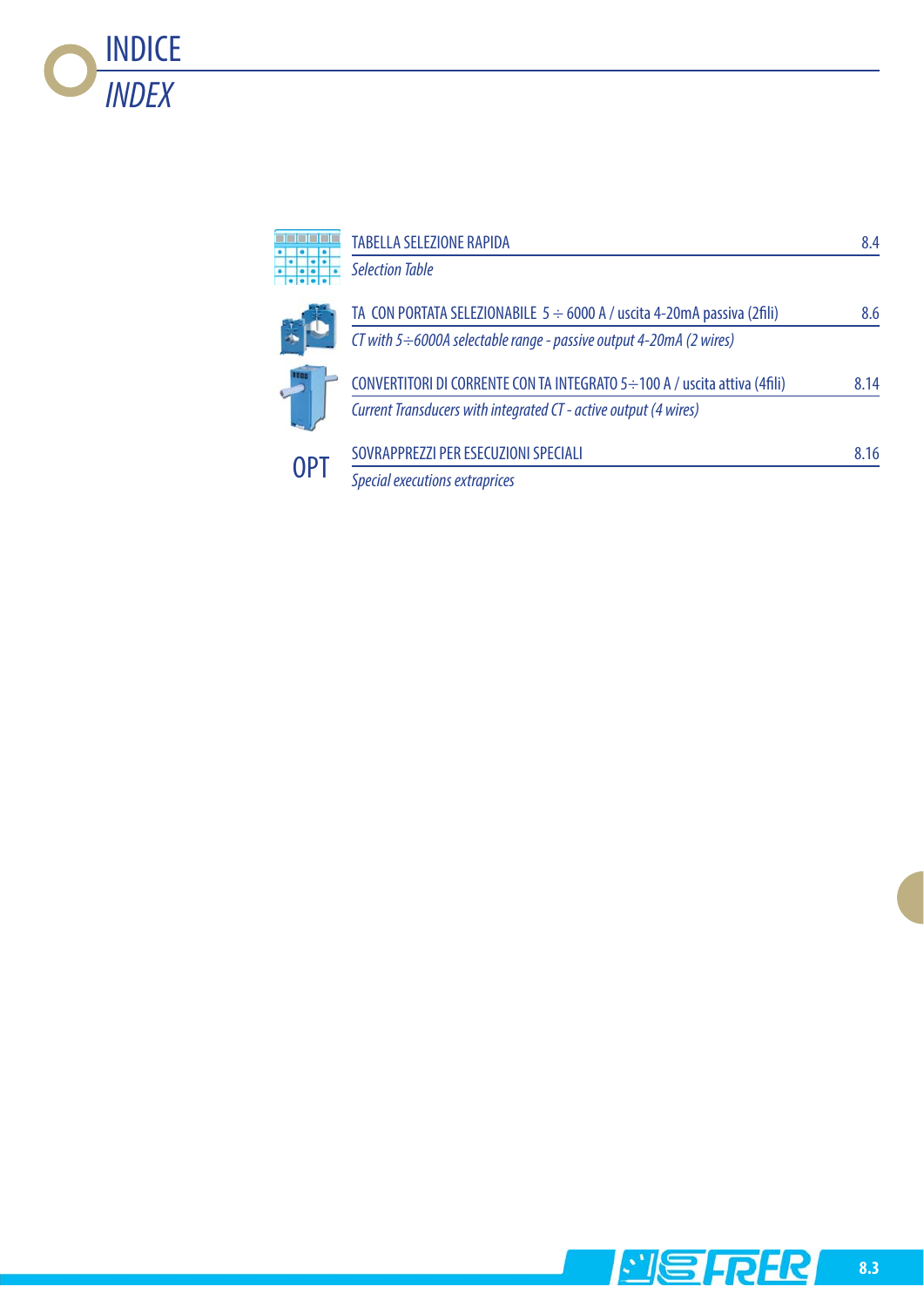# INDICE
# *INDEX*

| | | |
|---|---|---|
| | TABELLA SELEZIONE RAPIDA<br>*Selection Table* | 8.4 |
| | TA CON PORTATA SELEZIONABILE 5 ÷ 6000 A / uscita 4-20mA passiva (2fili)<br>*CT with 5÷6000A selectable range - passive output 4-20mA (2 wires)* | 8.6 |
| | CONVERTITORI DI CORRENTE CON TA INTEGRATO 5÷100 A / uscita attiva (4fili)<br>*Current Transducers with integrated CT - active output (4 wires)* | 8.14 |
| OPT | SOVRAPPREZZI PER ESECUZIONI SPECIALI<br>*Special executions extraprices* | 8.16 |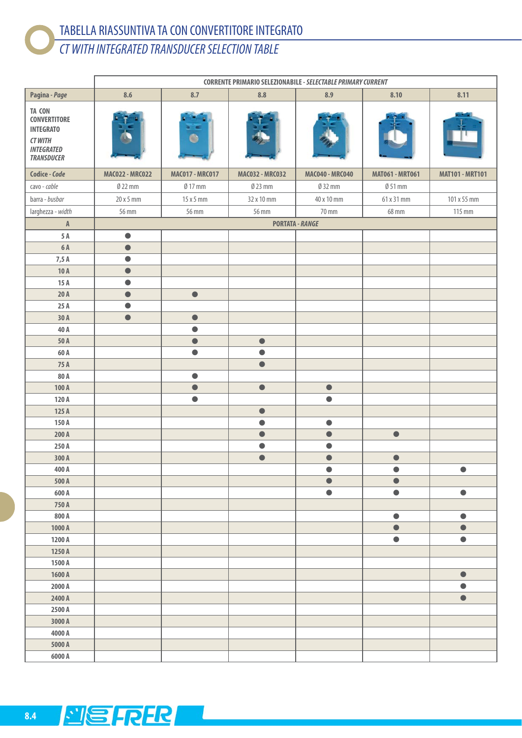# TABELLA RIASSUNTIVA TA CON CONVERTITORE INTEGRATO
## *CT WITH INTEGRATED TRANSDUCER SELECTION TABLE*

| | CORRENTE PRIMARIO SELEZIONABILE - *SELECTABLE PRIMARY CURRENT* | | | | | |
|---|---|---|---|---|---|---|
| **Pagina** - *Page* | 8.6 | 8.7 | 8.8 | 8.9 | 8.10 | 8.11 |
| **TA CON CONVERTITORE INTEGRATO** *CT WITH INTEGRATED TRANSDUCER* | | | | | | |
| **Codice** - *Code* | MAC022 - MRC022 | MAC017 - MRC017 | MAC032 - MRC032 | MAC040 - MRC040 | MAT061 - MRT061 | MAT101 - MRT101 |
| cavo - *cable* | Ø 22 mm | Ø 17 mm | Ø 23 mm | Ø 32 mm | Ø 51 mm | |
| barra - *busbar* | 20 x 5 mm | 15 x 5 mm | 32 x 10 mm | 40 x 10 mm | 61 x 31 mm | 101 x 55 mm |
| larghezza - *width* | 56 mm | 56 mm | 56 mm | 70 mm | 68 mm | 115 mm |
| **A** | PORTATA - *RANGE* | | | | | |
| 5 A | ● | | | | | |
| 6 A | ● | | | | | |
| 7,5 A | ● | | | | | |
| 10 A | ● | | | | | |
| 15 A | ● | | | | | |
| 20 A | ● | ● | | | | |
| 25 A | ● | | | | | |
| 30 A | ● | ● | | | | |
| 40 A | | ● | | | | |
| 50 A | | ● | ● | | | |
| 60 A | | ● | ● | | | |
| 75 A | | | ● | | | |
| 80 A | | ● | | | | |
| 100 A | | ● | ● | ● | | |
| 120 A | | ● | | ● | | |
| 125 A | | | ● | | | |
| 150 A | | | ● | ● | | |
| 200 A | | | ● | ● | ● | |
| 250 A | | | ● | ● | | |
| 300 A | | | ● | ● | ● | |
| 400 A | | | | ● | ● | ● |
| 500 A | | | | ● | ● | |
| 600 A | | | | ● | ● | ● |
| 750 A | | | | | | |
| 800 A | | | | | ● | ● |
| 1000 A | | | | | ● | ● |
| 1200 A | | | | | ● | ● |
| 1250 A | | | | | | |
| 1500 A | | | | | | |
| 1600 A | | | | | | ● |
| 2000 A | | | | | | ● |
| 2400 A | | | | | | ● |
| 2500 A | | | | | | |
| 3000 A | | | | | | |
| 4000 A | | | | | | |
| 5000 A | | | | | | |
| 6000 A | | | | | | |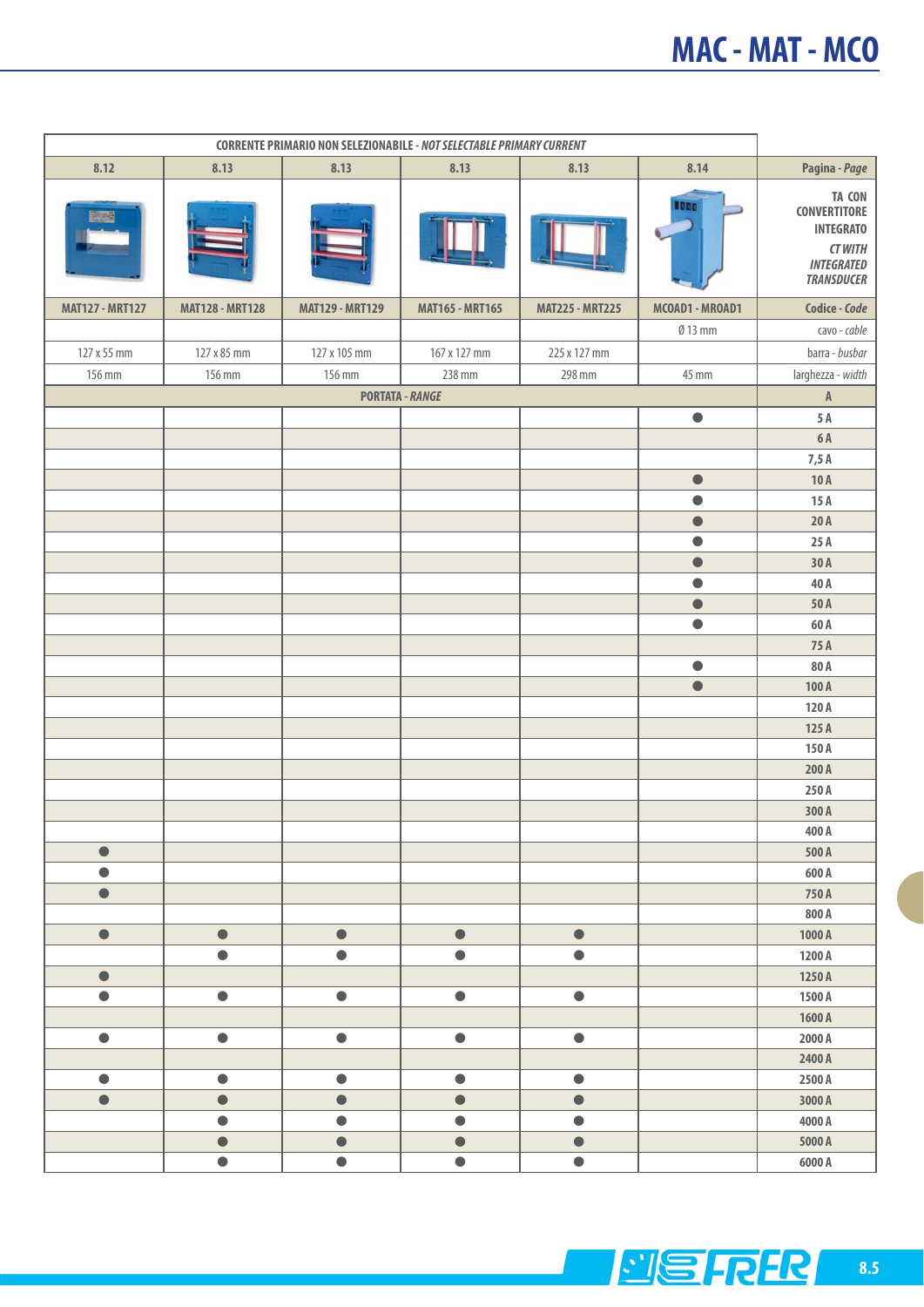# MAC - MAT - MCO

| CORRENTE PRIMARIO NON SELEZIONABILE - *NOT SELECTABLE PRIMARY CURRENT* | | | | | | |
|---|---|---|---|---|---|---|
| **8.12** | **8.13** | **8.13** | **8.13** | **8.13** | **8.14** | **Pagina** - ***Page*** |
| | | | | | | **TA CON CONVERTITORE INTEGRATO** ***CT WITH INTEGRATED TRANSDUCER*** |
| **MAT127 - MRT127** | **MAT128 - MRT128** | **MAT129 - MRT129** | **MAT165 - MRT165** | **MAT225 - MRT225** | **MCOAD1 - MROAD1** | **Codice** - ***Code*** |
| | | | | | Ø 13 mm | cavo - *cable* |
| 127 x 55 mm | 127 x 85 mm | 127 x 105 mm | 167 x 127 mm | 225 x 127 mm | | barra - *busbar* |
| 156 mm | 156 mm | 156 mm | 238 mm | 298 mm | 45 mm | larghezza - *width* |
| **PORTATA** - ***RANGE*** | | | | | | **A** |
| | | | | | ● | **5 A** |
| | | | | | | **6 A** |
| | | | | | | **7,5 A** |
| | | | | | ● | **10 A** |
| | | | | | ● | **15 A** |
| | | | | | ● | **20 A** |
| | | | | | ● | **25 A** |
| | | | | | ● | **30 A** |
| | | | | | ● | **40 A** |
| | | | | | ● | **50 A** |
| | | | | | ● | **60 A** |
| | | | | | | **75 A** |
| | | | | | ● | **80 A** |
| | | | | | ● | **100 A** |
| | | | | | | **120 A** |
| | | | | | | **125 A** |
| | | | | | | **150 A** |
| | | | | | | **200 A** |
| | | | | | | **250 A** |
| | | | | | | **300 A** |
| | | | | | | **400 A** |
| ● | | | | | | **500 A** |
| ● | | | | | | **600 A** |
| ● | | | | | | **750 A** |
| | | | | | | **800 A** |
| ● | ● | ● | ● | ● | | **1000 A** |
| | ● | ● | ● | ● | | **1200 A** |
| ● | | | | | | **1250 A** |
| ● | ● | ● | ● | ● | | **1500 A** |
| | | | | | | **1600 A** |
| ● | ● | ● | ● | ● | | **2000 A** |
| | | | | | | **2400 A** |
| ● | ● | ● | ● | ● | | **2500 A** |
| ● | ● | ● | ● | ● | | **3000 A** |
| | ● | ● | ● | ● | | **4000 A** |
| | ● | ● | ● | ● | | **5000 A** |
| | ● | ● | ● | ● | | **6000 A** |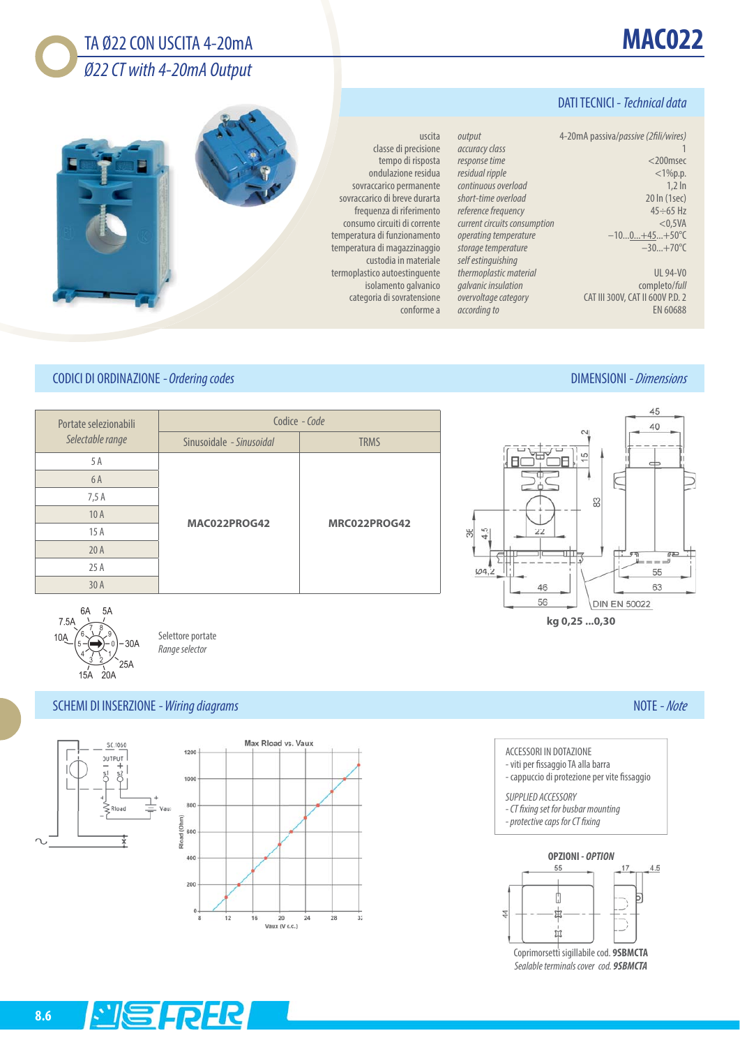# MAC022

## TA Ø22 CON USCITA 4-20mA
*Ø22 CT with 4-20mA Output*

## DATI TECNICI - *Technical data*

| | | |
|---|---|---|
| uscita | *output* | 4-20mA passiva/*passive* (2fili/*wires*) |
| classe di precisione | *accuracy class* | 1 |
| tempo di risposta | *response time* | <200msec |
| ondulazione residua | *residual ripple* | <1%p.p. |
| sovraccarico permanente | *continuous overload* | 1,2 In |
| sovraccarico di breve durarta | *short-time overload* | 20 In (1sec) |
| frequenza di riferimento | *reference frequency* | 45÷65 Hz |
| consumo circuiti di corrente | *current circuits consumption* | <0,5VA |
| temperatura di funzionamento | *operating temperature* | −10...0...+45...+50°C |
| temperatura di magazzinaggio | *storage temperature* | −30...+70°C |
| custodia in materiale termoplastico autoestinguente | *self estinguishing thermoplastic material* | UL 94-V0 |
| isolamento galvanico | *galvanic insulation* | completo/*full* |
| categoria di sovratensione | *overvoltage category* | CAT III 300V, CAT II 600V P.D. 2 |
| conforme a | *according to* | EN 60688 |

## CODICI DI ORDINAZIONE - *Ordering codes*

| Portate selezionabili *Selectable range* | Codice - *Code* Sinusoidale - *Sinusoidal* | TRMS |
|---|---|---|
| 5 A | MAC022PROG42 | MRC022PROG42 |
| 6 A | | |
| 7,5 A | | |
| 10 A | | |
| 15 A | | |
| 20 A | | |
| 25 A | | |
| 30 A | | |

Selettore portate
*Range selector*

## DIMENSIONI - *Dimensions*

DIN EN 50022

**kg 0,25 ...0,30**

## SCHEMI DI INSERZIONE - *Wiring diagrams*

Max Rload vs. Vaux

## NOTE - *Note*

ACCESSORI IN DOTAZIONE
- viti per fissaggio TA alla barra
- cappuccio di protezione per vite fissaggio

*SUPPLIED ACCESSORY*
- *CT fixing set for busbar mounting*
- *protective caps for CT fixing*

**OPZIONI - *OPTION***

Coprimorsetti sigillabile cod. **9SBMCTA**
*Sealable terminals cover cod.* ***9SBMCTA***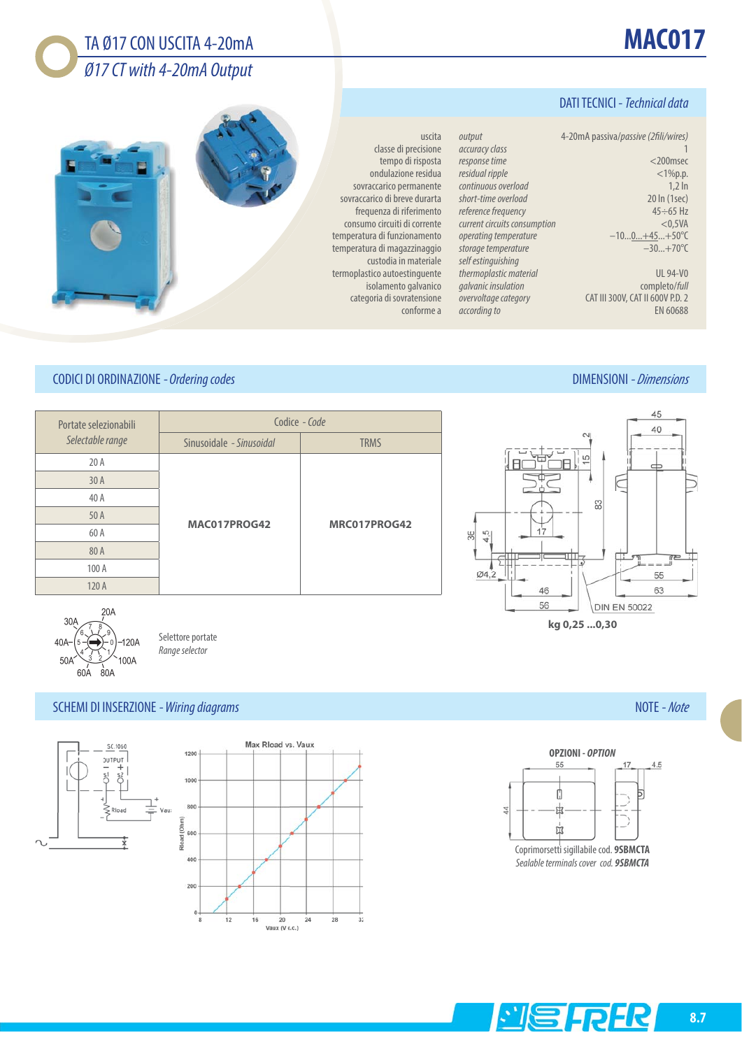# MAC017

## TA Ø17 CON USCITA 4-20mA
## *Ø17 CT with 4-20mA Output*

### DATI TECNICI - *Technical data*

| | | |
|---|---|---|
| uscita | *output* | 4-20mA passiva/*passive* (2fili/*wires*) |
| classe di precisione | *accuracy class* | 1 |
| tempo di risposta | *response time* | <200msec |
| ondulazione residua | *residual ripple* | <1%p.p. |
| sovraccarico permanente | *continuous overload* | 1,2 In |
| sovraccarico di breve durarta | *short-time overload* | 20 In (1sec) |
| frequenza di riferimento | *reference frequency* | 45÷65 Hz |
| consumo circuiti di corrente | *current circuits consumption* | <0,5VA |
| temperatura di funzionamento | *operating temperature* | –10...0...+45...+50°C |
| temperatura di magazzinaggio | *storage temperature* | –30...+70°C |
| custodia in materiale termoplastico autoestinguente | *self estinguishing thermoplastic material* | UL 94-V0 |
| isolamento galvanico | *galvanic insulation* | completo/*full* |
| categoria di sovratensione | *overvoltage category* | CAT III 300V, CAT II 600V P.D. 2 |
| conforme a | *according to* | EN 60688 |

### CODICI DI ORDINAZIONE - *Ordering codes*

| Portate selezionabili *Selectable range* | Codice - *Code* | |
|---|---|---|
| | Sinusoidale - *Sinusoidal* | TRMS |
| 20 A | **MAC017PROG42** | **MRC017PROG42** |
| 30 A | | |
| 40 A | | |
| 50 A | | |
| 60 A | | |
| 80 A | | |
| 100 A | | |
| 120 A | | |

Selettore portate
*Range selector*

### DIMENSIONI - *Dimensions*

DIN EN 50022

**kg 0,25 ...0,30**

### SCHEMI DI INSERZIONE - *Wiring diagrams*

Max Rload vs. Vaux

### NOTE - *Note*

**OPZIONI - *OPTION***

Coprimorsetti sigillabile cod. **9SBMCTA**
*Sealable terminals cover cod.* ***9SBMCTA***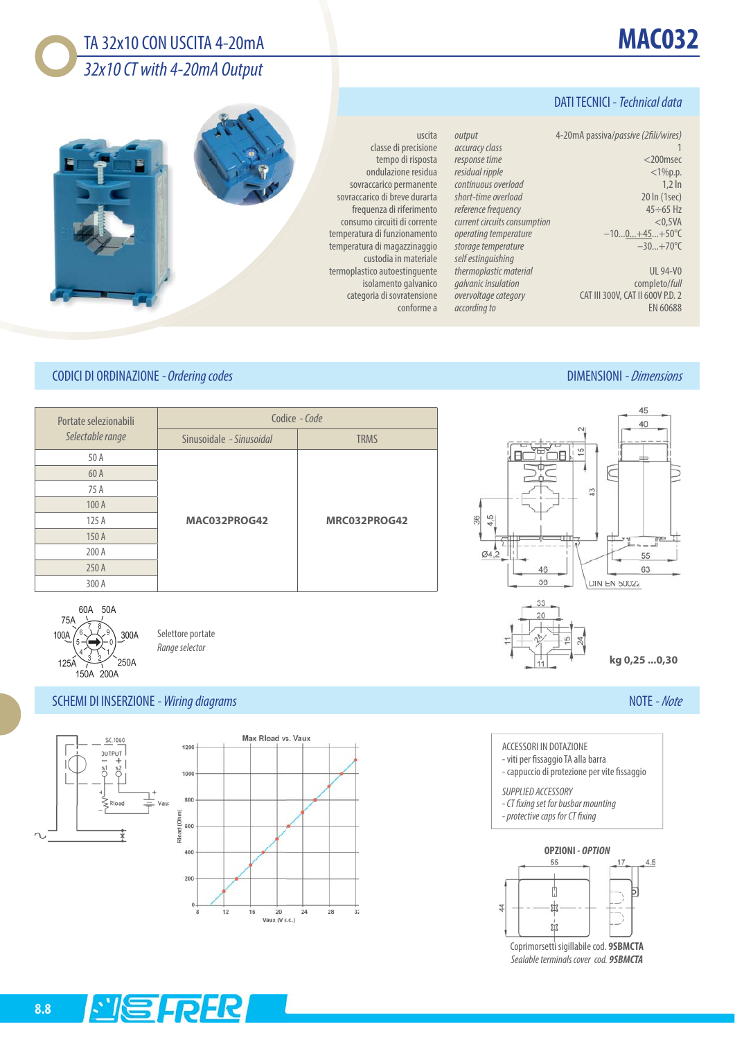# TA 32x10 CON USCITA 4-20mA

*32x10 CT with 4-20mA Output*

# MAC032

## DATI TECNICI - *Technical data*

| | | |
|---|---|---|
| uscita | *output* | 4-20mA passiva/*passive* (2fili/*wires*) |
| classe di precisione | *accuracy class* | 1 |
| tempo di risposta | *response time* | <200msec |
| ondulazione residua | *residual ripple* | <1%p.p. |
| sovraccarico permanente | *continuous overload* | 1,2 In |
| sovraccarico di breve durarta | *short-time overload* | 20 In (1sec) |
| frequenza di riferimento | *reference frequency* | 45÷65 Hz |
| consumo circuiti di corrente | *current circuits consumption* | <0,5VA |
| temperatura di funzionamento | *operating temperature* | −10...0...+45...+50°C |
| temperatura di magazzinaggio | *storage temperature* | −30...+70°C |
| custodia in materiale | *self extinguishing* | |
| termoplastico autoestinguente | *thermoplastic material* | UL 94-V0 |
| isolamento galvanico | *galvanic insulation* | completo/*full* |
| categoria di sovratensione | *overvoltage category* | CAT III 300V, CAT II 600V P.D. 2 |
| conforme a | *according to* | EN 60688 |

## CODICI DI ORDINAZIONE - *Ordering codes*

| Portate selezionabili *Selectable range* | Codice - *Code* | |
|---|---|---|
| | Sinusoidale - *Sinusoidal* | TRMS |
| 50 A | **MAC032PROG42** | **MRC032PROG42** |
| 60 A | | |
| 75 A | | |
| 100 A | | |
| 125 A | | |
| 150 A | | |
| 200 A | | |
| 250 A | | |
| 300 A | | |

Selettore portate
*Range selector*

60A 50A 75A 100A 300A 125A 250A 150A 200A

## DIMENSIONI - *Dimensions*

DIN EN 50022

**kg 0,25 ...0,30**

## SCHEMI DI INSERZIONE - *Wiring diagrams*

Max Rload vs. Vaux

## NOTE - *Note*

ACCESSORI IN DOTAZIONE
- viti per fissaggio TA alla barra
- cappuccio di protezione per vite fissaggio

*SUPPLIED ACCESSORY*
- *CT fixing set for busbar mounting*
- *protective caps for CT fixing*

**OPZIONI** - ***OPTION***

Coprimorsetti sigillabile cod. **9SBMCTA**
*Sealable terminals cover cod.* ***9SBMCTA***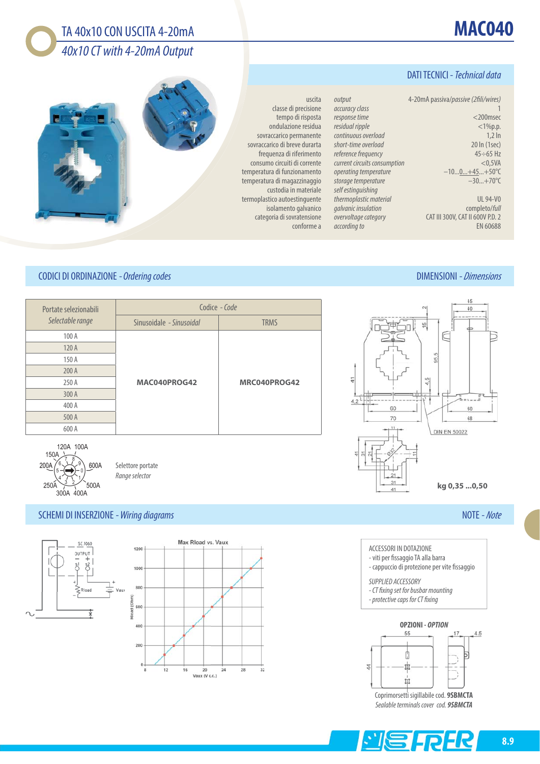# TA 40x10 CON USCITA 4-20mA

*40x10 CT with 4-20mA Output*

# MAC040

## DATI TECNICI - *Technical data*

| | | |
|---|---|---|
| uscita | *output* | 4-20mA passiva/*passive* (2fili/*wires*) |
| classe di precisione | *accuracy class* | 1 |
| tempo di risposta | *response time* | <200msec |
| ondulazione residua | *residual ripple* | <1%p.p. |
| sovraccarico permanente | *continuous overload* | 1,2 In |
| sovraccarico di breve durarta | *short-time overload* | 20 In (1sec) |
| frequenza di riferimento | *reference frequency* | 45÷65 Hz |
| consumo circuiti di corrente | *current circuits consumption* | <0,5VA |
| temperatura di funzionamento | *operating temperature* | −10...0...+45...+50°C |
| temperatura di magazzinaggio | *storage temperature* | −30...+70°C |
| custodia in materiale termoplastico autoestinguente | *self extinguishing thermoplastic material* | UL 94-V0 |
| isolamento galvanico | *galvanic insulation* | completo/*full* |
| categoria di sovratensione | *overvoltage category* | CAT III 300V, CAT II 600V P.D. 2 |
| conforme a | *according to* | EN 60688 |

## CODICI DI ORDINAZIONE - *Ordering codes*

| Portate selezionabili *Selectable range* | Codice - *Code* | |
|---|---|---|
| | Sinusoidale - *Sinusoidal* | TRMS |
| 100 A | **MAC040PROG42** | **MRC040PROG42** |
| 120 A | | |
| 150 A | | |
| 200 A | | |
| 250 A | | |
| 300 A | | |
| 400 A | | |
| 500 A | | |
| 600 A | | |

Selettore portate
*Range selector*

## DIMENSIONI - *Dimensions*

DIN EN 50022

**kg 0,35 ...0,50**

## SCHEMI DI INSERZIONE - *Wiring diagrams*

Max Rload vs. Vaux

## NOTE - *Note*

ACCESSORI IN DOTAZIONE
- viti per fissaggio TA alla barra
- cappuccio di protezione per vite fissaggio

*SUPPLIED ACCESSORY*
- *CT fixing set for busbar mounting*
- *protective caps for CT fixing*

**OPZIONI** - ***OPTION***

Coprimorsetti sigillabile cod. **9SBMCTA**
*Sealable terminals cover cod.* ***9SBMCTA***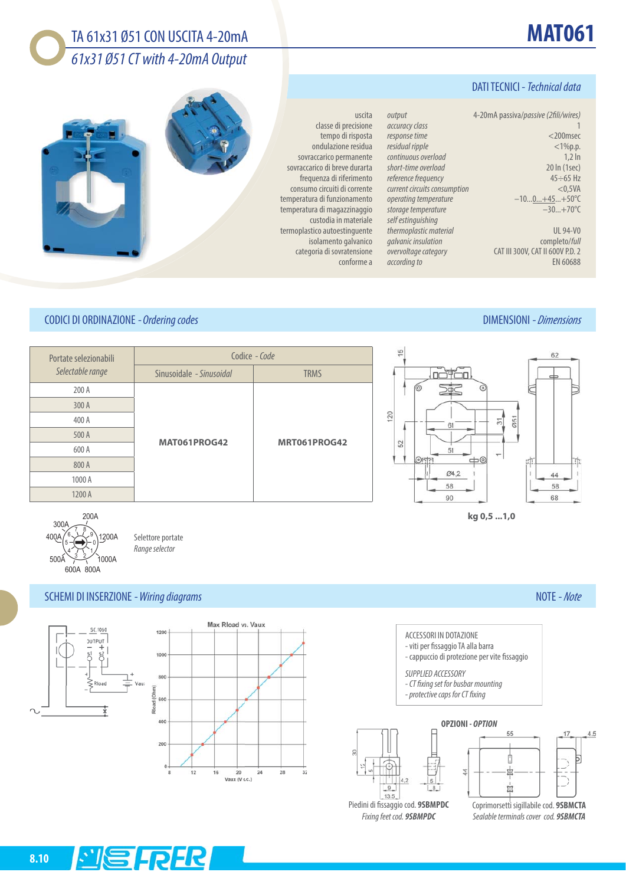# TA 61x31 Ø51 CON USCITA 4-20mA

## *61x31 Ø51 CT with 4-20mA Output*

**MAT061**

### DATI TECNICI - *Technical data*

| | | |
|---|---|---|
| uscita | *output* | 4-20mA passiva/*passive* (2fili/*wires*) |
| classe di precisione | *accuracy class* | 1 |
| tempo di risposta | *response time* | <200msec |
| ondulazione residua | *residual ripple* | <1%p.p. |
| sovraccarico permanente | *continuous overload* | 1,2 In |
| sovraccarico di breve durarta | *short-time overload* | 20 In (1sec) |
| frequenza di riferimento | *reference frequency* | 45÷65 Hz |
| consumo circuiti di corrente | *current circuits consumption* | <0,5VA |
| temperatura di funzionamento | *operating temperature* | −10...0...+45...+50°C |
| temperatura di magazzinaggio | *storage temperature* | −30...+70°C |
| custodia in materiale termoplastico autoestinguente | *self extinguishing thermoplastic material* | UL 94-V0 |
| isolamento galvanico | *galvanic insulation* | completo/*full* |
| categoria di sovratensione | *overvoltage category* | CAT III 300V, CAT II 600V P.D. 2 |
| conforme a | *according to* | EN 60688 |

### CODICI DI ORDINAZIONE - *Ordering codes*

| Portate selezionabili *Selectable range* | Codice - *Code* | |
|---|---|---|
| | Sinusoidale - *Sinusoidal* | TRMS |
| 200 A | **MAT061PROG42** | **MRT061PROG42** |
| 300 A | | |
| 400 A | | |
| 500 A | | |
| 600 A | | |
| 800 A | | |
| 1000 A | | |
| 1200 A | | |

Selettore portate
*Range selector*

### DIMENSIONI - *Dimensions*

**kg 0,5 ...1,0**

### SCHEMI DI INSERZIONE - *Wiring diagrams*

Max Rload vs. Vaux

### NOTE - *Note*

ACCESSORI IN DOTAZIONE
- viti per fissaggio TA alla barra
- cappuccio di protezione per vite fissaggio

*SUPPLIED ACCESSORY*
- *CT fixing set for busbar mounting*
- *protective caps for CT fixing*

**OPZIONI** - ***OPTION***

Piedini di fissaggio cod. **9SBMPDC**
*Fixing feet cod.* ***9SBMPDC***

Coprimorsetti sigillabile cod. **9SBMCTA**
*Sealable terminals cover cod.* ***9SBMCTA***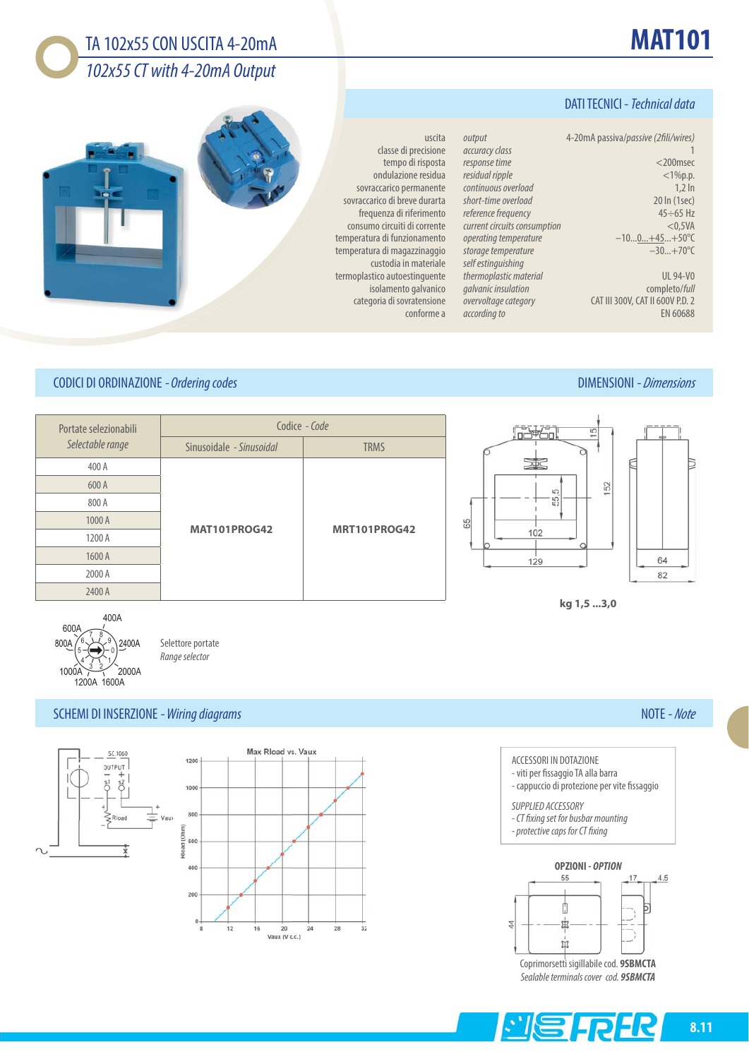# MAT101

## TA 102x55 CON USCITA 4-20mA
## *102x55 CT with 4-20mA Output*

### DATI TECNICI - *Technical data*

| | | |
|---|---|---|
| uscita | *output* | 4-20mA passiva/*passive* (2fili/*wires*) |
| classe di precisione | *accuracy class* | 1 |
| tempo di risposta | *response time* | <200msec |
| ondulazione residua | *residual ripple* | <1%p.p. |
| sovraccarico permanente | *continuous overload* | 1,2 In |
| sovraccarico di breve durarta | *short-time overload* | 20 In (1sec) |
| frequenza di riferimento | *reference frequency* | 45÷65 Hz |
| consumo circuiti di corrente | *current circuits consumption* | <0,5VA |
| temperatura di funzionamento | *operating temperature* | −10...0...+45...+50°C |
| temperatura di magazzinaggio | *storage temperature* | −30...+70°C |
| custodia in materiale termoplastico autoestinguente | *self estinguishing thermoplastic material* | UL 94-V0 |
| isolamento galvanico | *galvanic insulation* | completo/*full* |
| categoria di sovratensione | *overvoltage category* | CAT III 300V, CAT II 600V P.D. 2 |
| conforme a | *according to* | EN 60688 |

### CODICI DI ORDINAZIONE - *Ordering codes*

| Portate selezionabili *Selectable range* | Codice - *Code* | |
|---|---|---|
| | Sinusoidale - *Sinusoidal* | TRMS |
| 400 A | **MAT101PROG42** | **MRT101PROG42** |
| 600 A | | |
| 800 A | | |
| 1000 A | | |
| 1200 A | | |
| 1600 A | | |
| 2000 A | | |
| 2400 A | | |

Selettore portate
*Range selector*

400A, 600A, 800A, 1000A, 1200A, 1600A, 2000A, 2400A

### DIMENSIONI - *Dimensions*

**kg 1,5 ...3,0**

### SCHEMI DI INSERZIONE - *Wiring diagrams*

Max Rload vs. Vaux

### NOTE - *Note*

ACCESSORI IN DOTAZIONE
- viti per fissaggio TA alla barra
- cappuccio di protezione per vite fissaggio

*SUPPLIED ACCESSORY*
- *CT fixing set for busbar mounting*
- *protective caps for CT fixing*

**OPZIONI** - ***OPTION***

Coprimorsetti sigillabile cod. **9SBMCTA**
*Sealable terminals cover cod.* ***9SBMCTA***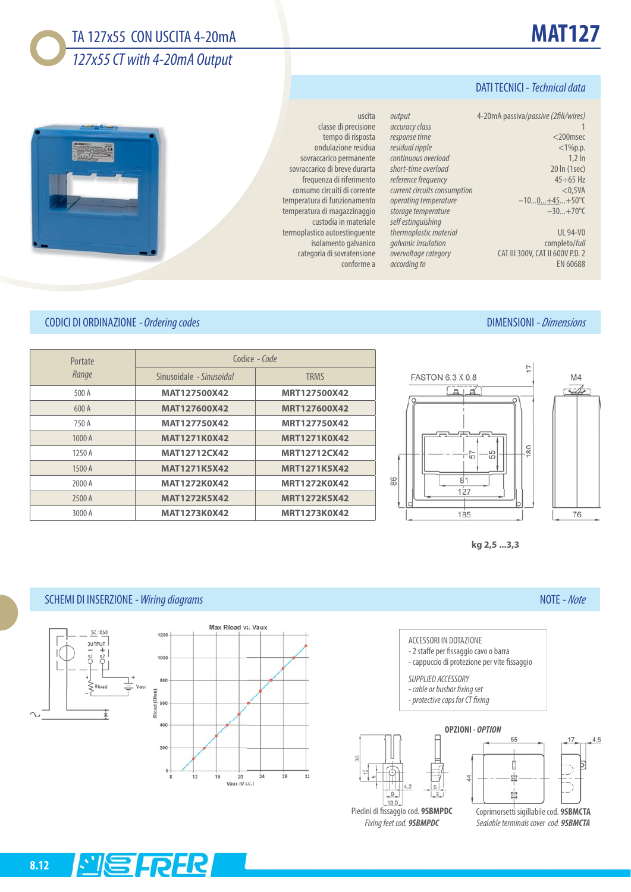# TA 127x55 CON USCITA 4-20mA

*127x55 CT with 4-20mA Output*

# MAT127

## DATI TECNICI - *Technical data*

| | | |
|---|---|---|
| uscita | *output* | 4-20mA passiva/*passive* (2fili/*wires*) |
| classe di precisione | *accuracy class* | 1 |
| tempo di risposta | *response time* | <200msec |
| ondulazione residua | *residual ripple* | <1%p.p. |
| sovraccarico permanente | *continuous overload* | 1,2 In |
| sovraccarico di breve durarta | *short-time overload* | 20 In (1sec) |
| frequenza di riferimento | *reference frequency* | 45÷65 Hz |
| consumo circuiti di corrente | *current circuits consumption* | <0,5VA |
| temperatura di funzionamento | *operating temperature* | −10...0...+45...+50°C |
| temperatura di magazzinaggio | *storage temperature* | −30...+70°C |
| custodia in materiale termoplastico autoestinguente | *self extinguishing thermoplastic material* | UL 94-V0 |
| isolamento galvanico | *galvanic insulation* | completo/*full* |
| categoria di sovratensione | *overvoltage category* | CAT III 300V, CAT II 600V P.D. 2 |
| conforme a | *according to* | EN 60688 |

## CODICI DI ORDINAZIONE - *Ordering codes*

| Portate *Range* | Codice - *Code* | |
|---|---|---|
| | Sinusoidale - *Sinusoidal* | TRMS |
| 500 A | **MAT127500X42** | **MRT127500X42** |
| 600 A | **MAT127600X42** | **MRT127600X42** |
| 750 A | **MAT127750X42** | **MRT127750X42** |
| 1000 A | **MAT1271K0X42** | **MRT1271K0X42** |
| 1250 A | **MAT12712CX42** | **MRT12712CX42** |
| 1500 A | **MAT1271K5X42** | **MRT1271K5X42** |
| 2000 A | **MAT1272K0X42** | **MRT1272K0X42** |
| 2500 A | **MAT1272K5X42** | **MRT1272K5X42** |
| 3000 A | **MAT1273K0X42** | **MRT1273K0X42** |

## DIMENSIONI - *Dimensions*

FASTON 6,3 X 0,8 — M4 — 17 — 57 — 55 — 180 — 86 — 81 — 127 — 185 — 76

**kg 2,5 ...3,3**

## SCHEMI DI INSERZIONE - *Wiring diagrams*

SC.1060 — OUTPUT — S1 S2 — Rload — Vaux

Max Rload vs. Vaux — Rload (Ohm) — Vaux (V c.c.)

## NOTE - *Note*

ACCESSORI IN DOTAZIONE
- 2 staffe per fissaggio cavo o barra
- cappuccio di protezione per vite fissaggio

*SUPPLIED ACCESSORY*
- *cable or busbar fixing set*
- *protective caps for CT fixing*

**OPZIONI** - ***OPTION***

Piedini di fissaggio cod. **9SBMPDC**
*Fixing feet cod.* ***9SBMPDC***

Coprimorsetti sigillabile cod. **9SBMCTA**
*Sealable terminals cover cod.* ***9SBMCTA***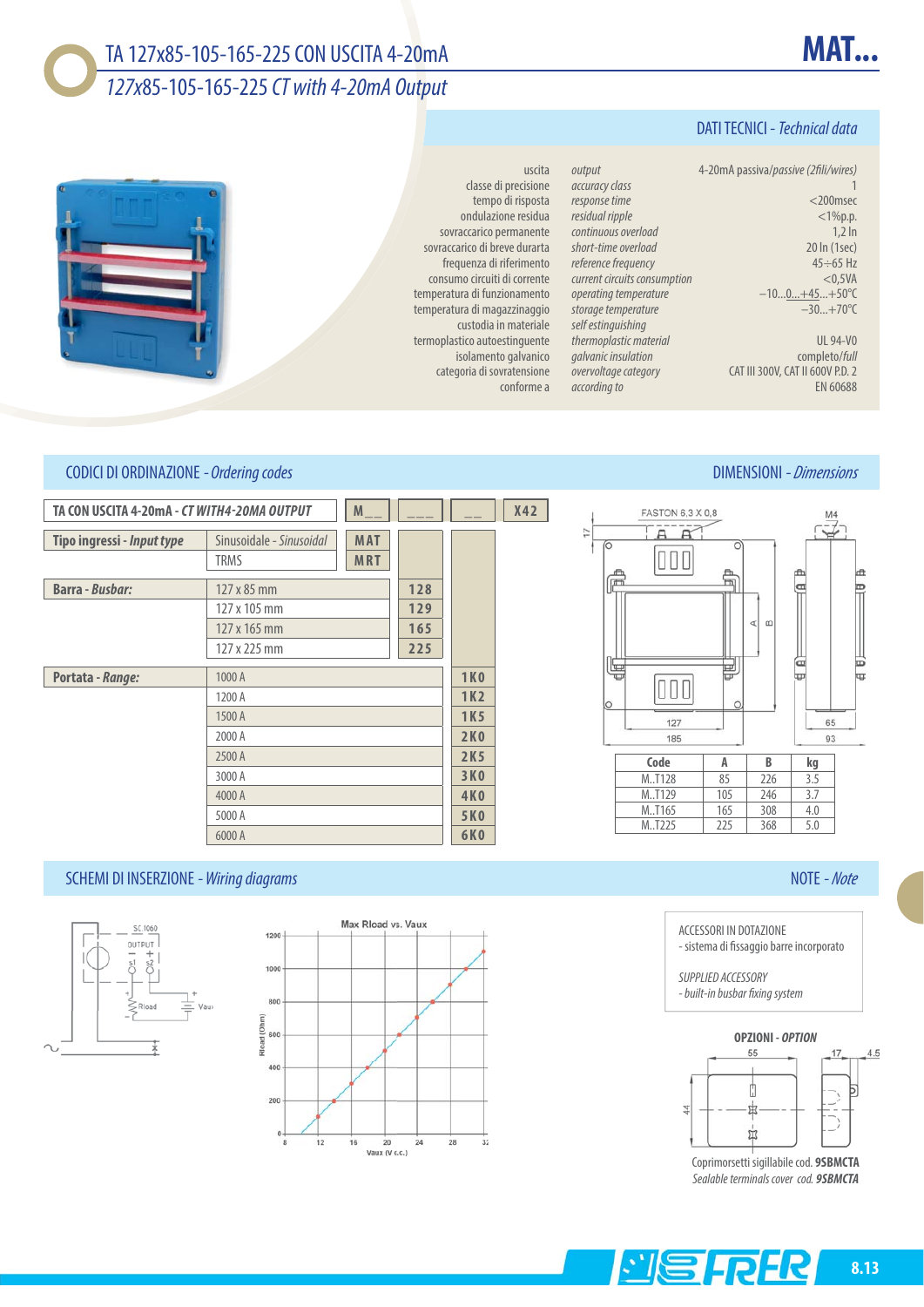# TA 127x85-105-165-225 CON USCITA 4-20mA

*127x85-105-165-225 CT with 4-20mA Output*

**MAT...**

## DATI TECNICI - *Technical data*

| | | |
|---|---|---|
| uscita | *output* | 4-20mA passiva/*passive* (2fili/*wires*) |
| classe di precisione | *accuracy class* | 1 |
| tempo di risposta | *response time* | <200msec |
| ondulazione residua | *residual ripple* | <1%p.p. |
| sovraccarico permanente | *continuous overload* | 1,2 In |
| sovraccarico di breve durarta | *short-time overload* | 20 In (1sec) |
| frequenza di riferimento | *reference frequency* | 45÷65 Hz |
| consumo circuiti di corrente | *current circuits consumption* | <0,5VA |
| temperatura di funzionamento | *operating temperature* | –10...0...+45...+50°C |
| temperatura di magazzinaggio | *storage temperature* | –30...+70°C |
| custodia in materiale termoplastico autoestinguente | *self extinguishing thermoplastic material* | UL 94-V0 |
| isolamento galvanico | *galvanic insulation* | completo/*full* |
| categoria di sovratensione | *overvoltage category* | CAT III 300V, CAT II 600V P.D. 2 |
| conforme a | *according to* | EN 60688 |

## CODICI DI ORDINAZIONE - *Ordering codes*

| TA CON USCITA 4-20mA - *CT WITH4-20MA OUTPUT* | M__ | ___ | __ | X42 |
|---|---|---|---|---|
| **Tipo ingressi - *Input type*** | | | | |
| Sinusoidale - *Sinusoidal* | MAT | | | |
| TRMS | MRT | | | |
| **Barra - *Busbar:*** | | | | |
| 127 x 85 mm | | 128 | | |
| 127 x 105 mm | | 129 | | |
| 127 x 165 mm | | 165 | | |
| 127 x 225 mm | | 225 | | |
| **Portata - *Range:*** | | | | |
| 1000 A | | | 1K0 | |
| 1200 A | | | 1K2 | |
| 1500 A | | | 1K5 | |
| 2000 A | | | 2K0 | |
| 2500 A | | | 2K5 | |
| 3000 A | | | 3K0 | |
| 4000 A | | | 4K0 | |
| 5000 A | | | 5K0 | |
| 6000 A | | | 6K0 | |

## DIMENSIONI - *Dimensions*

FASTON 6,3 X 0,8 — M4 — 17 — A — B — 127 — 185 — 65 — 93

| Code | A | B | kg |
|---|---|---|---|
| M..T128 | 85 | 226 | 3.5 |
| M..T129 | 105 | 246 | 3.7 |
| M..T165 | 165 | 308 | 4.0 |
| M..T225 | 225 | 368 | 5.0 |

## SCHEMI DI INSERZIONE - *Wiring diagrams*

SC.1060 — OUTPUT — s1 s2 — Rload — Vaux

Max Rload vs. Vaux — Rload (Ohm) — Vaux (V c.c.)

## NOTE - *Note*

ACCESSORI IN DOTAZIONE
- sistema di fissaggio barre incorporato

*SUPPLIED ACCESSORY*
- *built-in busbar fixing system*

**OPZIONI - *OPTION***

55 — 17 — 4.5 — 44

Coprimorsetti sigillabile cod. **9SBMCTA**
*Sealable terminals cover cod.* ***9SBMCTA***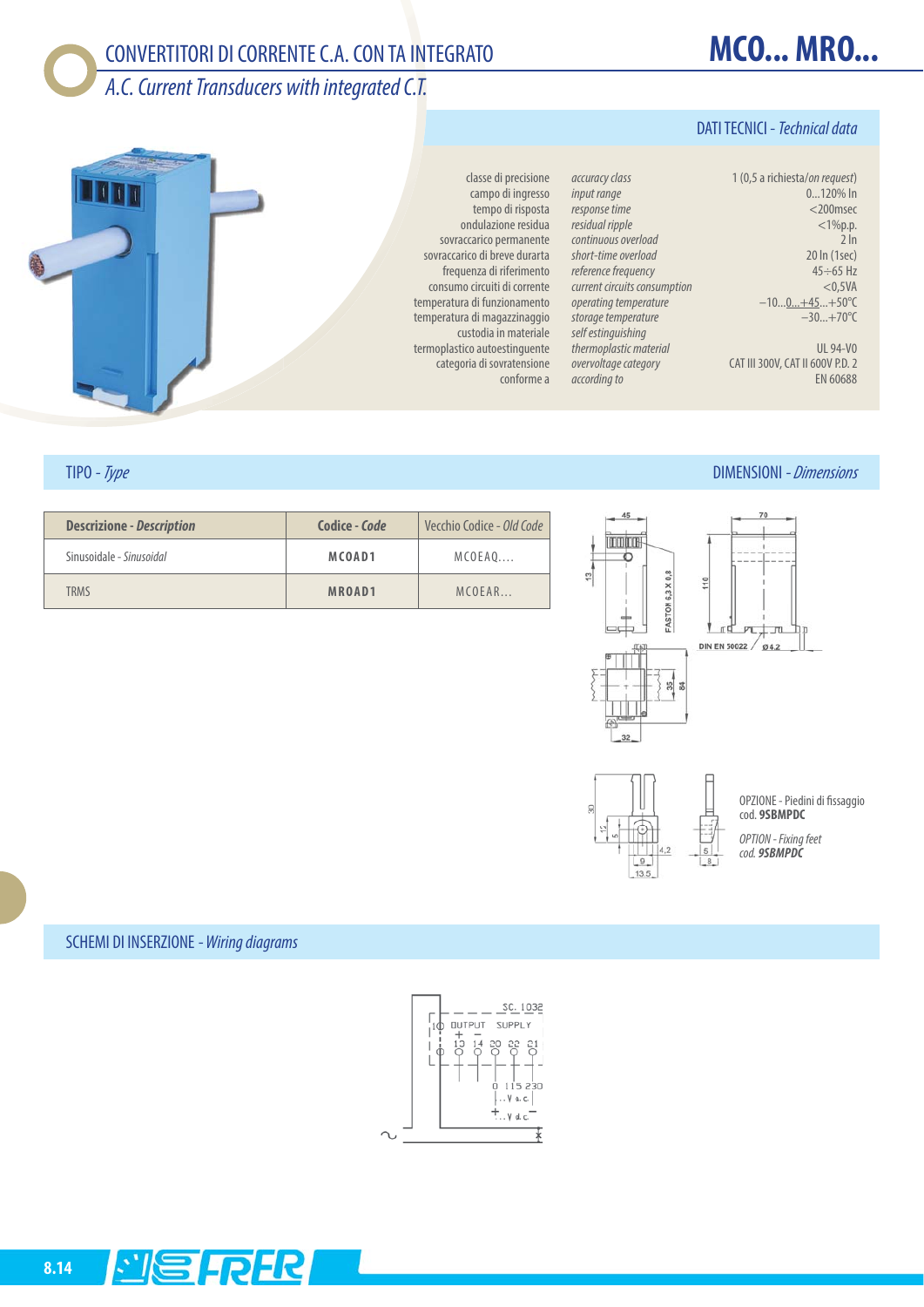# CONVERTITORI DI CORRENTE C.A. CON TA INTEGRATO

*A.C. Current Transducers with integrated C.T.*

**MCO... MRO...**

## DATI TECNICI - *Technical data*

| | | |
|---|---|---|
| classe di precisione | *accuracy class* | 1 (0,5 a richiesta/*on request*) |
| campo di ingresso | *input range* | 0...120% In |
| tempo di risposta | *response time* | <200msec |
| ondulazione residua | *residual ripple* | <1%p.p. |
| sovraccarico permanente | *continuous overload* | 2 In |
| sovraccarico di breve durarta | *short-time overload* | 20 In (1sec) |
| frequenza di riferimento | *reference frequency* | 45÷65 Hz |
| consumo circuiti di corrente | *current circuits consumption* | <0,5VA |
| temperatura di funzionamento | *operating temperature* | −10...0...+45...+50°C |
| temperatura di magazzinaggio | *storage temperature* | −30...+70°C |
| custodia in materiale termoplastico autoestinguente | *self extinguishing thermoplastic material* | UL 94-V0 |
| categoria di sovratensione | *overvoltage category* | CAT III 300V, CAT II 600V P.D. 2 |
| conforme a | *according to* | EN 60688 |

## TIPO - *Type*

| Descrizione - *Description* | Codice - *Code* | Vecchio Codice - *Old Code* |
|---|---|---|
| Sinusoidale - *Sinusoidal* | MCOAD1 | MCOEAQ.... |
| TRMS | MROAD1 | MCOEAR... |

## DIMENSIONI - *Dimensions*

OPZIONE - Piedini di fissaggio cod. **9SBMPDC**

*OPTION - Fixing feet cod.* ***9SBMPDC***

## SCHEMI DI INSERZIONE - *Wiring diagrams*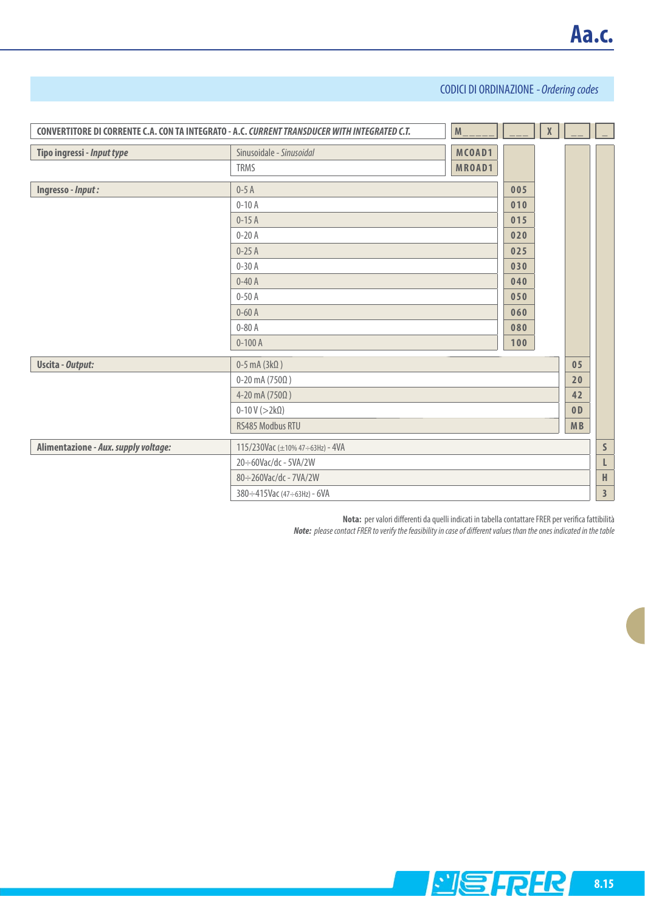## CODICI DI ORDINAZIONE - *Ordering codes*

| CONVERTITORE DI CORRENTE C.A. CON TA INTEGRATO - A.C. *CURRENT TRANSDUCER WITH INTEGRATED C.T.* | | M_ _ _ _ _ | _ _ _ | X | _ _ | _ |
|---|---|---|---|---|---|---|
| **Tipo ingressi - *Input type*** | Sinusoidale - *Sinusoidal* | MCOAD1 | | | | |
| | TRMS | MROAD1 | | | | |
| **Ingresso - *Input :*** | 0-5 A | | 005 | | | |
| | 0-10 A | | 010 | | | |
| | 0-15 A | | 015 | | | |
| | 0-20 A | | 020 | | | |
| | 0-25 A | | 025 | | | |
| | 0-30 A | | 030 | | | |
| | 0-40 A | | 040 | | | |
| | 0-50 A | | 050 | | | |
| | 0-60 A | | 060 | | | |
| | 0-80 A | | 080 | | | |
| | 0-100 A | | 100 | | | |
| **Uscita - *Output:*** | 0-5 mA (3kΩ) | | | | 05 | |
| | 0-20 mA (750Ω) | | | | 20 | |
| | 4-20 mA (750Ω) | | | | 42 | |
| | 0-10 V (>2kΩ) | | | | 0D | |
| | RS485 Modbus RTU | | | | MB | |
| **Alimentazione - *Aux. supply voltage:*** | 115/230Vac (±10% 47÷63Hz) - 4VA | | | | | S |
| | 20÷60Vac/dc - 5VA/2W | | | | | L |
| | 80÷260Vac/dc - 7VA/2W | | | | | H |
| | 380÷415Vac (47÷63Hz) - 6VA | | | | | 3 |

**Nota:** per valori differenti da quelli indicati in tabella contattare FRER per verifica fattibilità
***Note:*** *please contact FRER to verify the feasibility in case of different values than the ones indicated in the table*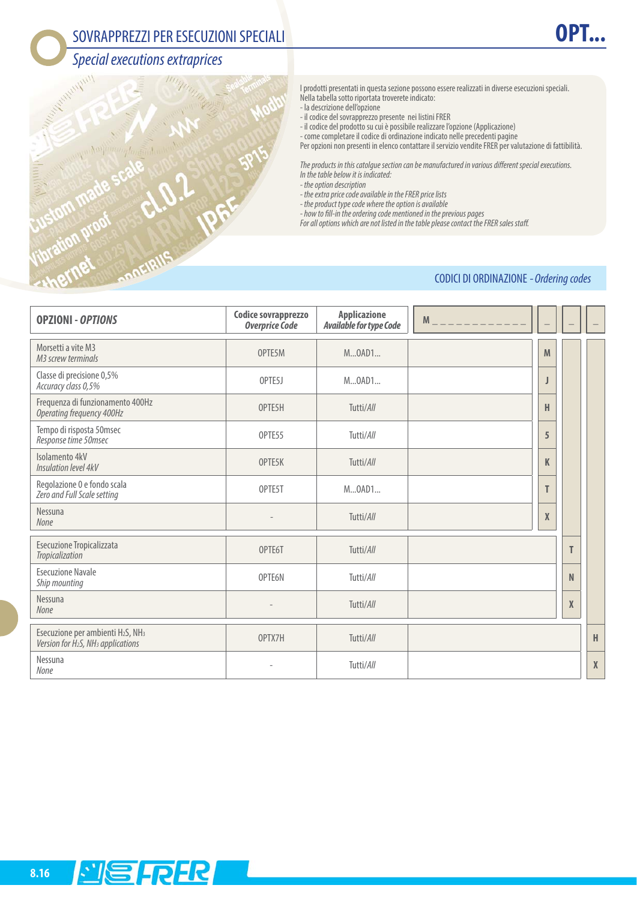# SOVRAPPREZZI PER ESECUZIONI SPECIALI

## *Special executions extraprices*

**OPT...**

I prodotti presentati in questa sezione possono essere realizzati in diverse esecuzioni speciali.
Nella tabella sotto riportata troverete indicato:
- la descrizione dell'opzione
- il codice del sovrapprezzo presente nei listini FRER
- il codice del prodotto su cui è possibile realizzare l'opzione (Applicazione)
- come completare il codice di ordinazione indicato nelle precedenti pagine

Per opzioni non presenti in elenco contattare il servizio vendite FRER per valutazione di fattibilità.

*The products in this catalogue section can be manufactured in various different special executions.*
*In the table below it is indicated:*
*- the option description*
*- the extra price code available in the FRER price lists*
*- the product type code where the option is available*
*- how to fill-in the ordering code mentioned in the previous pages*

*For all options which are not listed in the table please contact the FRER sales staff.*

### CODICI DI ORDINAZIONE - *Ordering codes*

| **OPZIONI - *OPTIONS*** | **Codice sovrapprezzo** ***Overprice Code*** | **Applicazione** ***Available for type Code*** | M _ _ _ _ _ _ _ _ _ _ _ | _ | _ | _ |
|---|---|---|---|---|---|---|
| Morsetti a vite M3 *M3 screw terminals* | OPTE5M | M...0AD1... | | M | | |
| Classe di precisione 0,5% *Accuracy class 0,5%* | OPTE5J | M...0AD1... | | J | | |
| Frequenza di funzionamento 400Hz *Operating frequency 400Hz* | OPTE5H | Tutti/*All* | | H | | |
| Tempo di risposta 50msec *Response time 50msec* | OPTE55 | Tutti/*All* | | 5 | | |
| Isolamento 4kV *Insulation level 4kV* | OPTE5K | Tutti/*All* | | K | | |
| Regolazione 0 e fondo scala *Zero and Full Scale setting* | OPTE5T | M...0AD1... | | T | | |
| Nessuna *None* | - | Tutti/*All* | | X | | |
| Esecuzione Tropicalizzata *Tropicalization* | OPTE6T | Tutti/*All* | | | T | |
| Esecuzione Navale *Ship mounting* | OPTE6N | Tutti/*All* | | | N | |
| Nessuna *None* | - | Tutti/*All* | | | X | |
| Esecuzione per ambienti $H_2S$, $NH_3$ *Version for $H_2S$, $NH_3$ applications* | OPTX7H | Tutti/*All* | | | | H |
| Nessuna *None* | - | Tutti/*All* | | | | X |